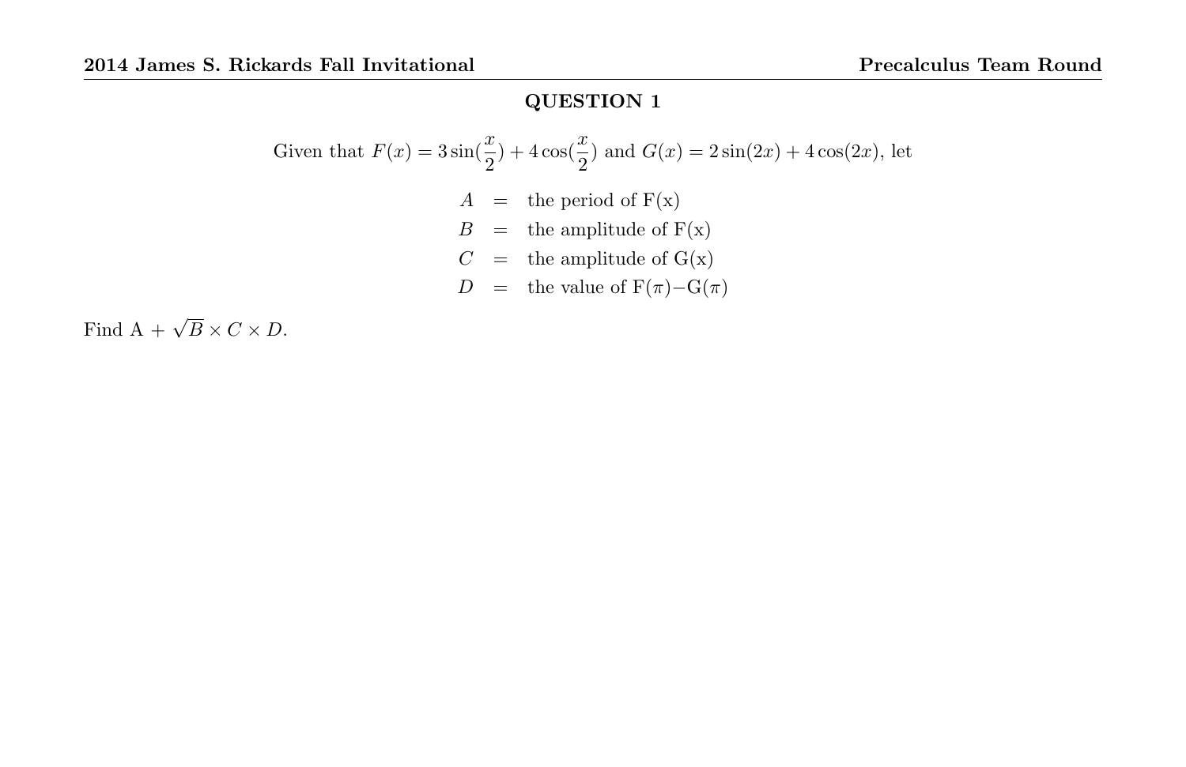## QUESTION 1

Given that $F(x) = 3\sin(\frac{x}{2}) + 4\cos(\frac{x}{2})$ and $G(x) = 2\sin(2x) + 4\cos(2x)$, let

$$
\begin{aligned}
A &= \text{the period of F(x)} \\
B &= \text{the amplitude of F(x)} \\
C &= \text{the amplitude of G(x)} \\
D &= \text{the value of F}(\pi)-\text{G}(\pi)
\end{aligned}
$$

Find A + $\sqrt{B} \times C \times D$.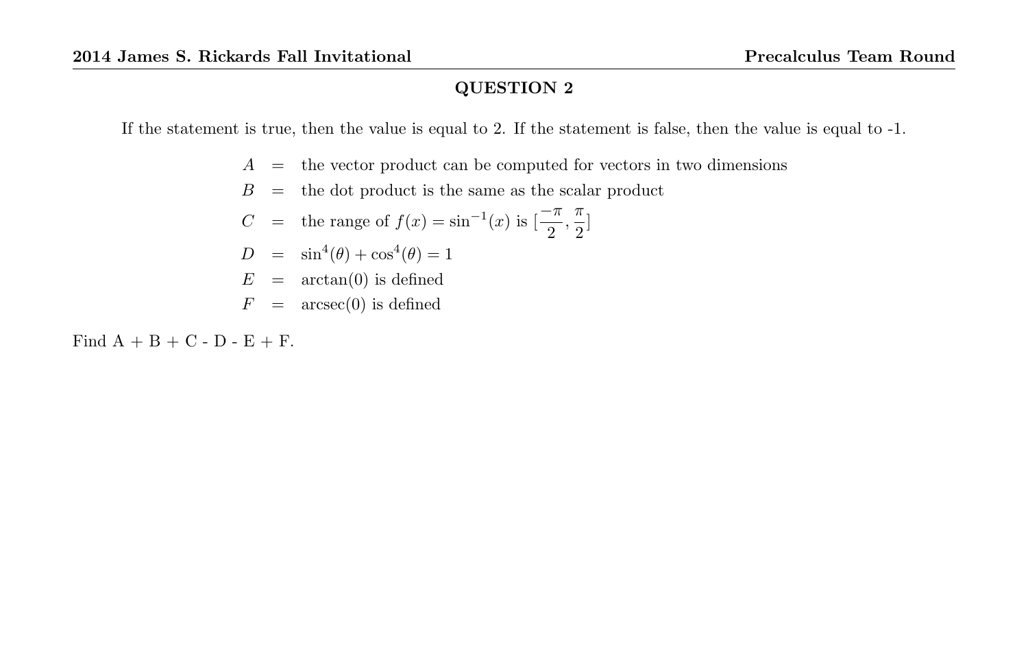## QUESTION 2

If the statement is true, then the value is equal to 2. If the statement is false, then the value is equal to -1.

$$
\begin{aligned}
A &= \text{the vector product can be computed for vectors in two dimensions} \\
B &= \text{the dot product is the same as the scalar product} \\
C &= \text{the range of } f(x) = \sin^{-1}(x) \text{ is } [\frac{-\pi}{2}, \frac{\pi}{2}] \\
D &= \sin^4(\theta) + \cos^4(\theta) = 1 \\
E &= \arctan(0) \text{ is defined} \\
F &= \text{arcsec}(0) \text{ is defined}
\end{aligned}
$$

Find A + B + C - D - E + F.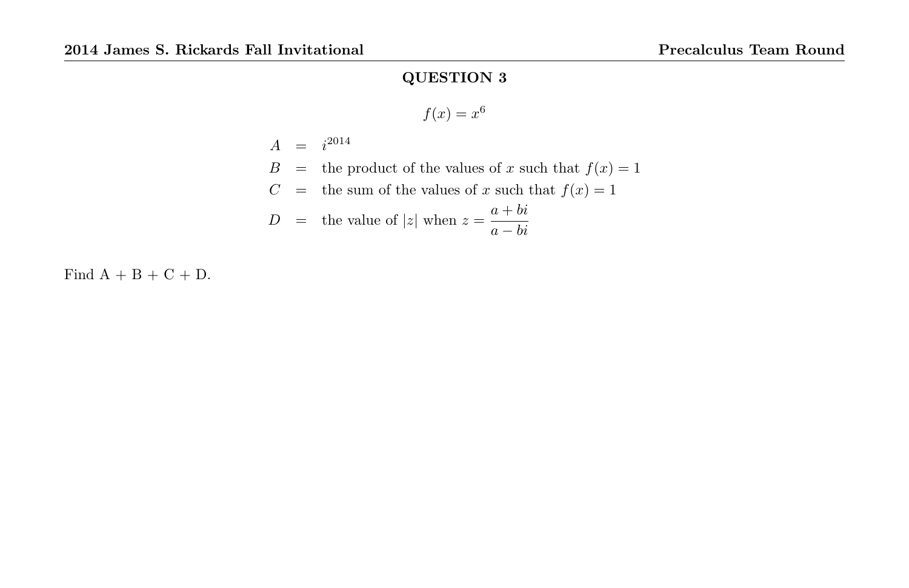## QUESTION 3

$$f(x) = x^6$$

$$\begin{aligned}
A &= i^{2014} \\
B &= \text{the product of the values of } x \text{ such that } f(x) = 1 \\
C &= \text{the sum of the values of } x \text{ such that } f(x) = 1 \\
D &= \text{the value of } |z| \text{ when } z = \frac{a+bi}{a-bi}
\end{aligned}$$

Find A + B + C + D.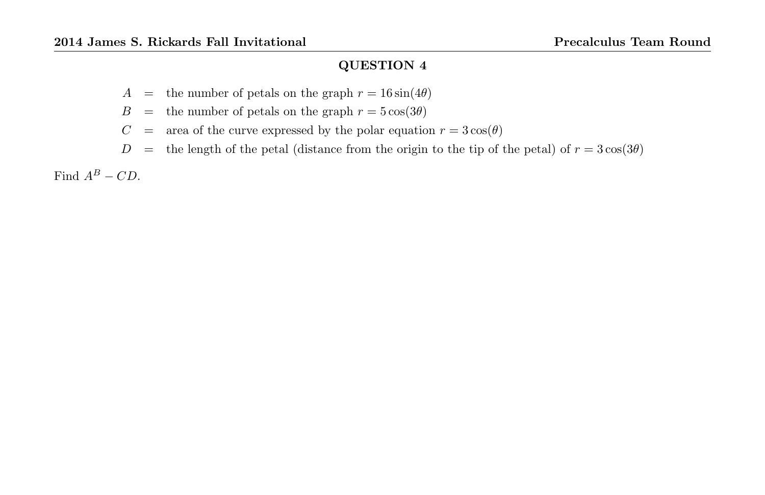## QUESTION 4

$A$ = the number of petals on the graph $r = 16\sin(4\theta)$

$B$ = the number of petals on the graph $r = 5\cos(3\theta)$

$C$ = area of the curve expressed by the polar equation $r = 3\cos(\theta)$

$D$ = the length of the petal (distance from the origin to the tip of the petal) of $r = 3\cos(3\theta)$

Find $A^B - CD$.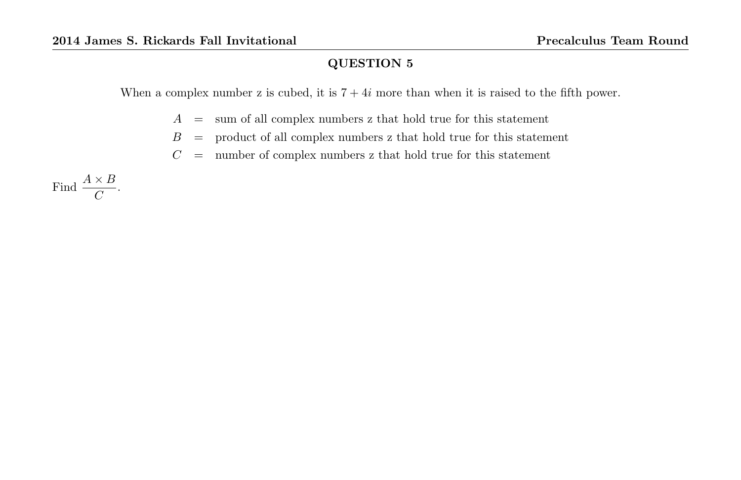## QUESTION 5

When a complex number z is cubed, it is $7 + 4i$ more than when it is raised to the fifth power.

$A$ = sum of all complex numbers z that hold true for this statement

$B$ = product of all complex numbers z that hold true for this statement

$C$ = number of complex numbers z that hold true for this statement

Find $\dfrac{A \times B}{C}$.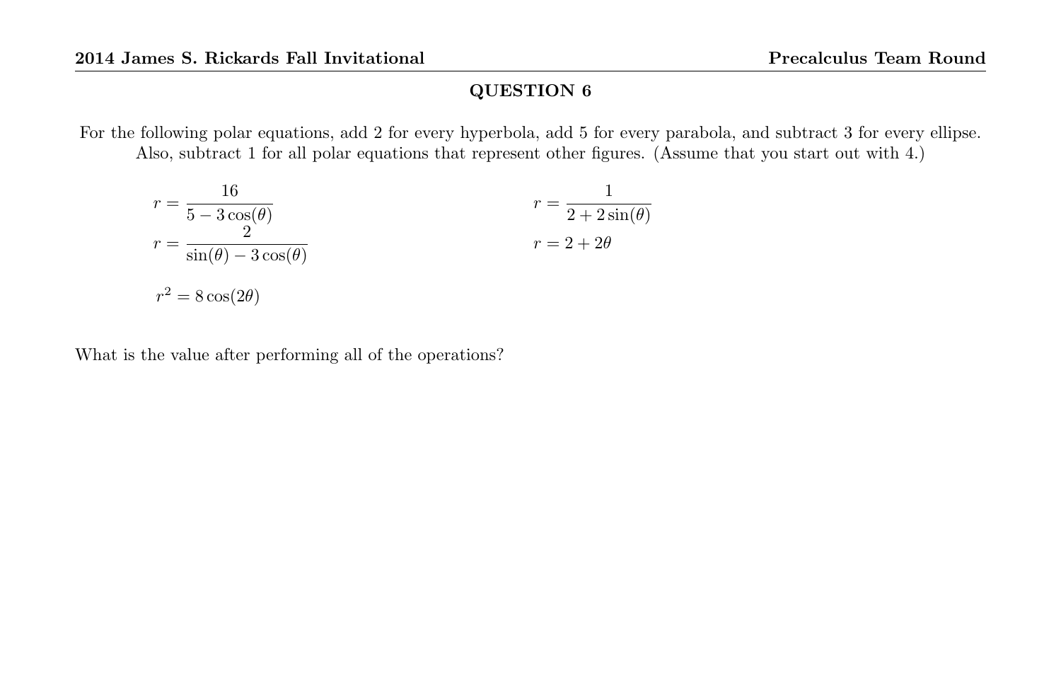## QUESTION 6

For the following polar equations, add 2 for every hyperbola, add 5 for every parabola, and subtract 3 for every ellipse. Also, subtract 1 for all polar equations that represent other figures. (Assume that you start out with 4.)

$$r = \frac{16}{5 - 3\cos(\theta)}$$

$$r = \frac{1}{2 + 2\sin(\theta)}$$

$$r = \frac{2}{\sin(\theta) - 3\cos(\theta)}$$

$$r = 2 + 2\theta$$

$$r^2 = 8\cos(2\theta)$$

What is the value after performing all of the operations?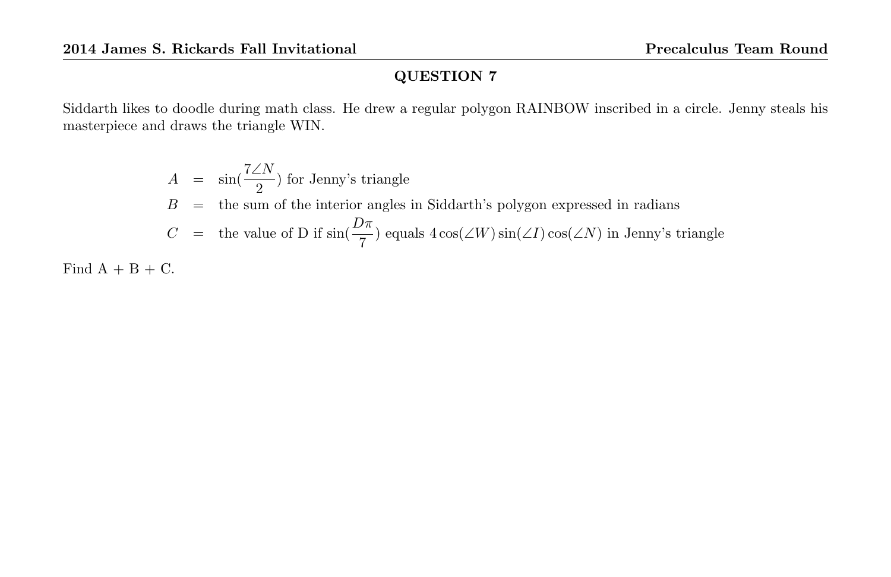## QUESTION 7

Siddarth likes to doodle during math class. He drew a regular polygon RAINBOW inscribed in a circle. Jenny steals his masterpiece and draws the triangle WIN.

$$
\begin{aligned}
A &= \sin(\frac{7\angle N}{2}) \text{ for Jenny's triangle} \\
B &= \text{the sum of the interior angles in Siddarth's polygon expressed in radians} \\
C &= \text{the value of D if } \sin(\frac{D\pi}{7}) \text{ equals } 4\cos(\angle W)\sin(\angle I)\cos(\angle N) \text{ in Jenny's triangle}
\end{aligned}
$$

Find A + B + C.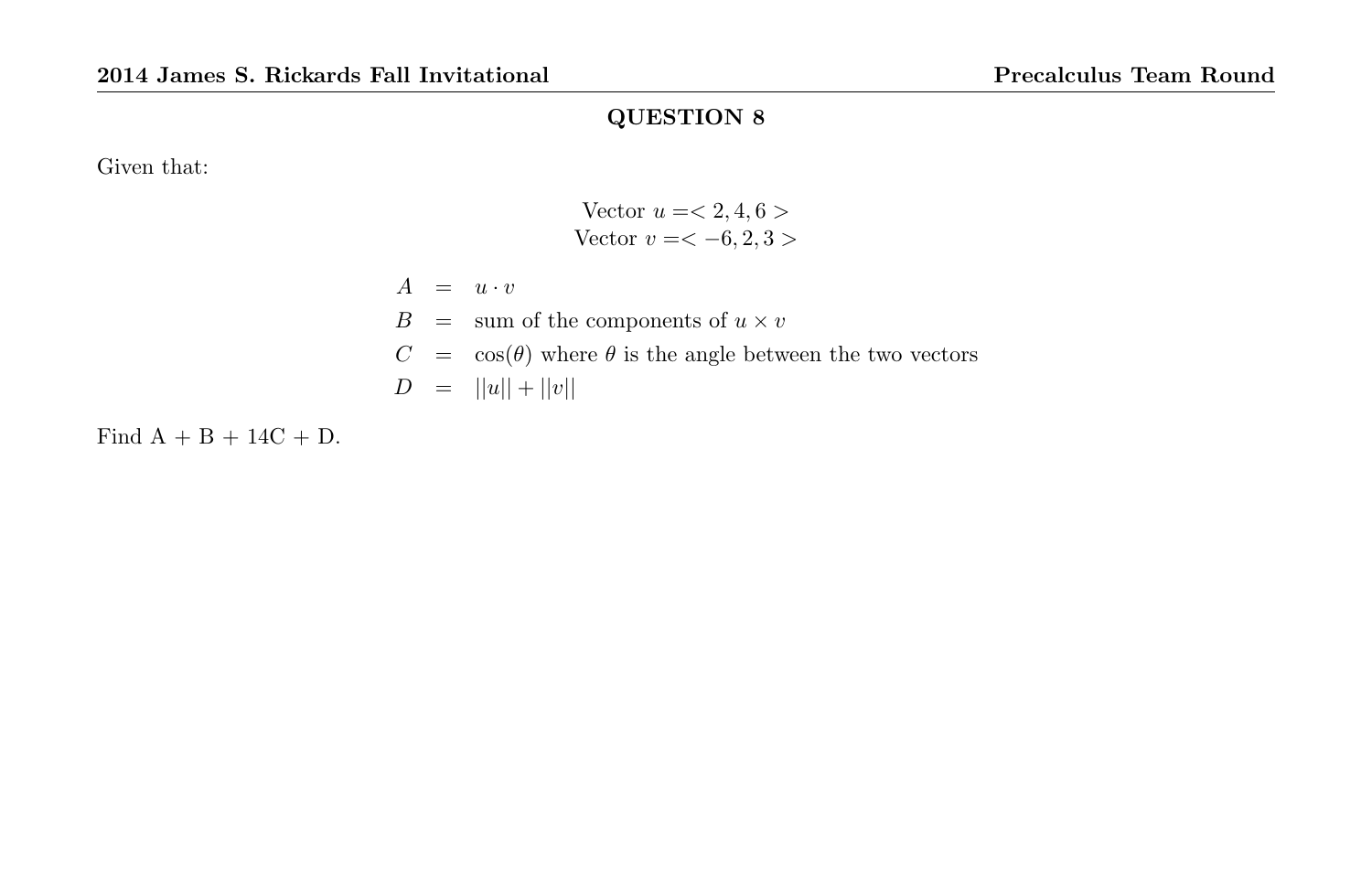## QUESTION 8

Given that:

$$\text{Vector } u = < 2, 4, 6 >$$
$$\text{Vector } v = < -6, 2, 3 >$$

$$
\begin{aligned}
A &= u \cdot v \\
B &= \text{sum of the components of } u \times v \\
C &= \cos(\theta) \text{ where } \theta \text{ is the angle between the two vectors} \\
D &= ||u|| + ||v||
\end{aligned}
$$

Find A + B + 14C + D.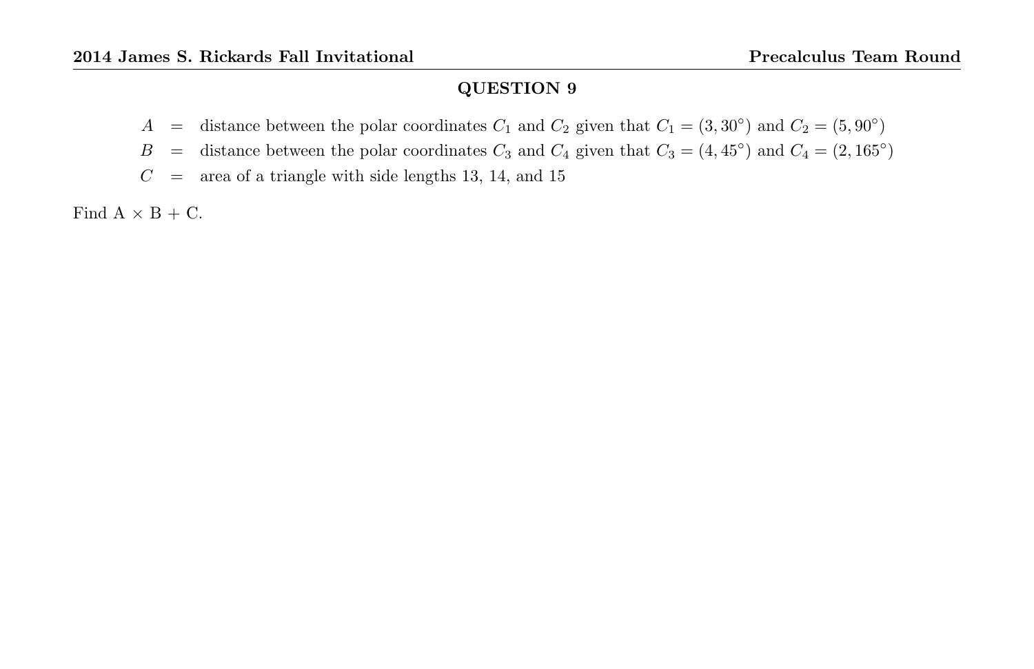## QUESTION 9

$A$ = distance between the polar coordinates $C_1$ and $C_2$ given that $C_1 = (3, 30^\circ)$ and $C_2 = (5, 90^\circ)$

$B$ = distance between the polar coordinates $C_3$ and $C_4$ given that $C_3 = (4, 45^\circ)$ and $C_4 = (2, 165^\circ)$

$C$ = area of a triangle with side lengths 13, 14, and 15

Find A $\times$ B + C.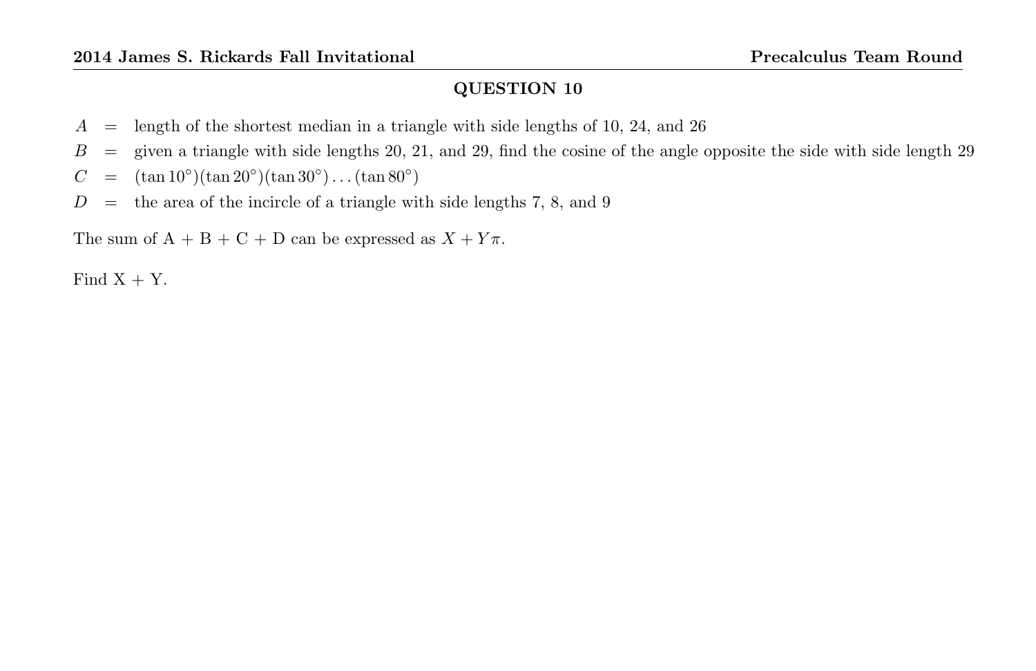## QUESTION 10

$A$ = length of the shortest median in a triangle with side lengths of 10, 24, and 26

$B$ = given a triangle with side lengths 20, 21, and 29, find the cosine of the angle opposite the side with side length 29

$C$ = $(\tan 10^\circ)(\tan 20^\circ)(\tan 30^\circ)\ldots(\tan 80^\circ)$

$D$ = the area of the incircle of a triangle with side lengths 7, 8, and 9

The sum of A + B + C + D can be expressed as $X + Y\pi$.

Find X + Y.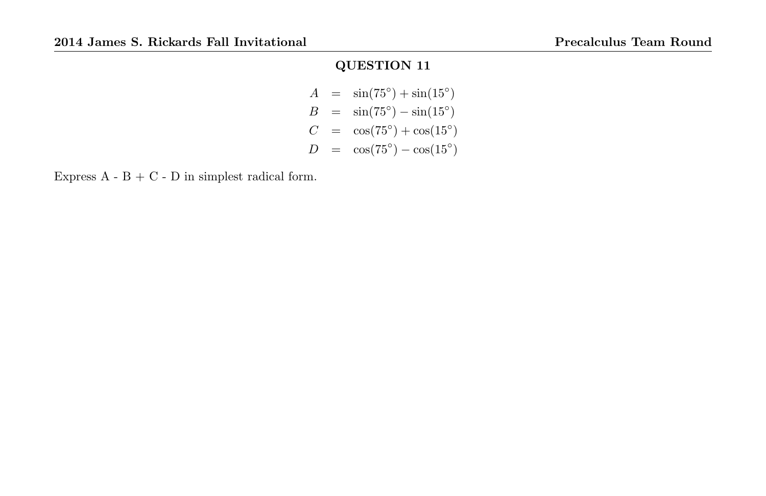## QUESTION 11

$$
\begin{aligned}
A &= \sin(75^\circ) + \sin(15^\circ) \\
B &= \sin(75^\circ) - \sin(15^\circ) \\
C &= \cos(75^\circ) + \cos(15^\circ) \\
D &= \cos(75^\circ) - \cos(15^\circ)
\end{aligned}
$$

Express A - B + C - D in simplest radical form.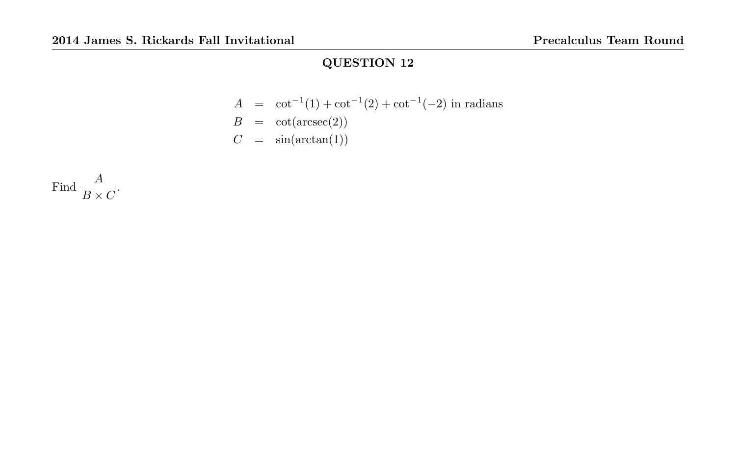## QUESTION 12

$$
\begin{aligned}
A &= \cot^{-1}(1) + \cot^{-1}(2) + \cot^{-1}(-2) \text{ in radians} \\
B &= \cot(\text{arcsec}(2)) \\
C &= \sin(\arctan(1))
\end{aligned}
$$

Find $\dfrac{A}{B \times C}$.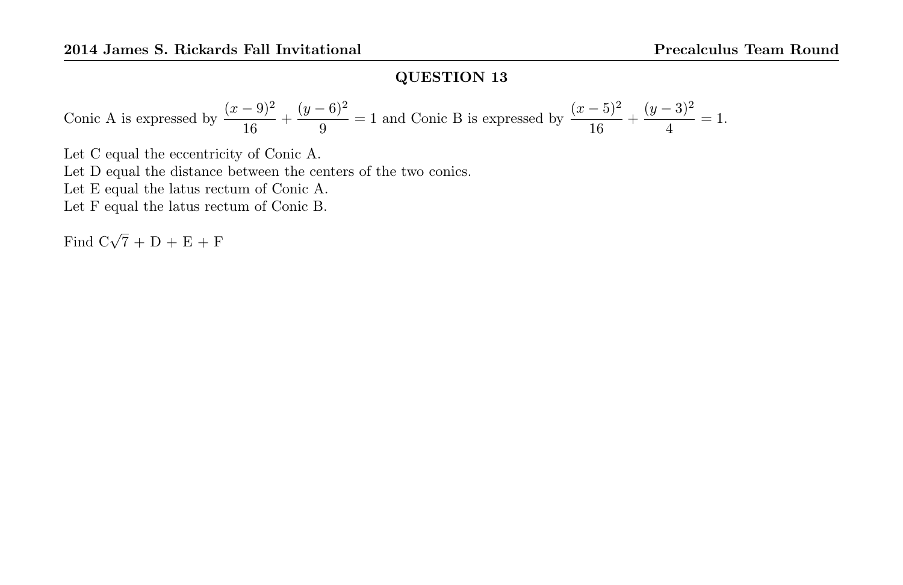## QUESTION 13

Conic A is expressed by $\dfrac{(x-9)^2}{16} + \dfrac{(y-6)^2}{9} = 1$ and Conic B is expressed by $\dfrac{(x-5)^2}{16} + \dfrac{(y-3)^2}{4} = 1$.

Let C equal the eccentricity of Conic A.
Let D equal the distance between the centers of the two conics.
Let E equal the latus rectum of Conic A.
Let F equal the latus rectum of Conic B.

Find $\text{C}\sqrt{7} + \text{D} + \text{E} + \text{F}$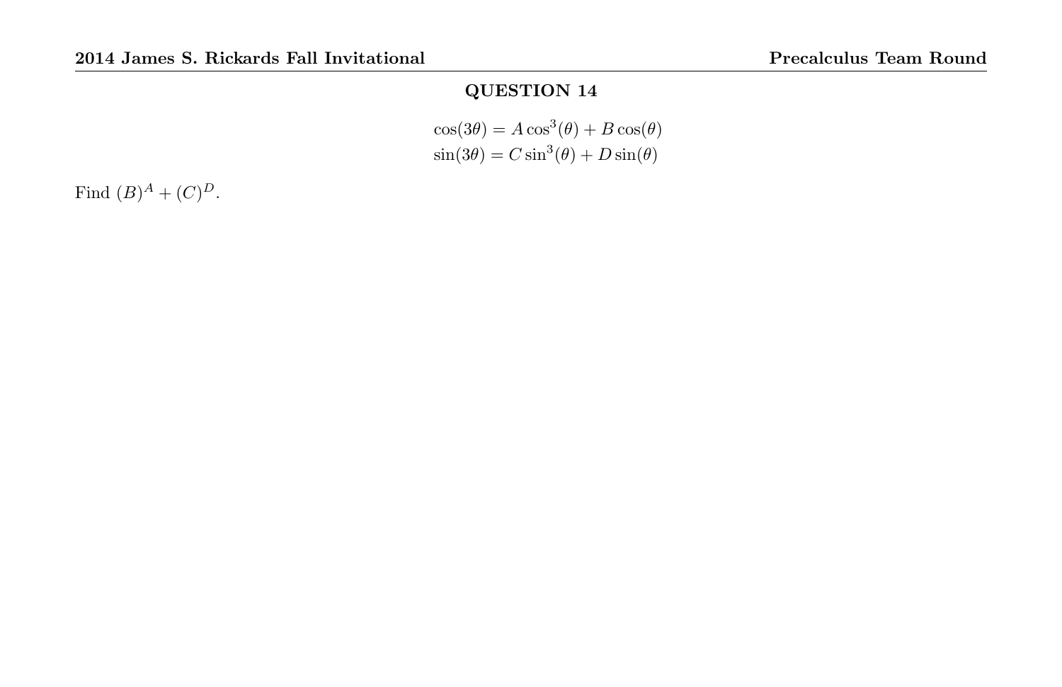## QUESTION 14

$$\cos(3\theta) = A\cos^3(\theta) + B\cos(\theta)$$
$$\sin(3\theta) = C\sin^3(\theta) + D\sin(\theta)$$

Find $(B)^A + (C)^D$.